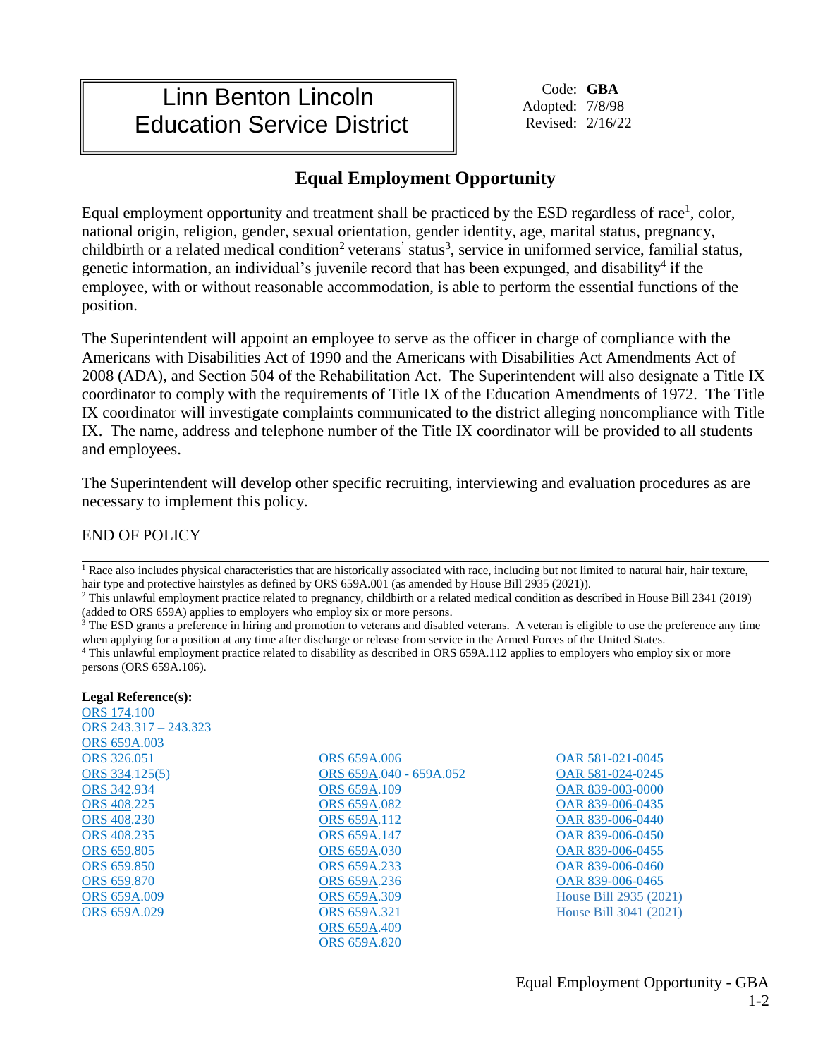# Linn Benton Lincoln Education Service District

Code: **GBA**
Adopted: 7/8/98
Revised: 2/16/22

## Equal Employment Opportunity

Equal employment opportunity and treatment shall be practiced by the ESD regardless of race[1], color, national origin, religion, gender, sexual orientation, gender identity, age, marital status, pregnancy, childbirth or a related medical condition[2] veterans' status[3], service in uniformed service, familial status, genetic information, an individual's juvenile record that has been expunged, and disability[4] if the employee, with or without reasonable accommodation, is able to perform the essential functions of the position.

The Superintendent will appoint an employee to serve as the officer in charge of compliance with the Americans with Disabilities Act of 1990 and the Americans with Disabilities Act Amendments Act of 2008 (ADA), and Section 504 of the Rehabilitation Act. The Superintendent will also designate a Title IX coordinator to comply with the requirements of Title IX of the Education Amendments of 1972. The Title IX coordinator will investigate complaints communicated to the district alleging noncompliance with Title IX. The name, address and telephone number of the Title IX coordinator will be provided to all students and employees.

The Superintendent will develop other specific recruiting, interviewing and evaluation procedures as are necessary to implement this policy.

END OF POLICY

---

[1] Race also includes physical characteristics that are historically associated with race, including but not limited to natural hair, hair texture, hair type and protective hairstyles as defined by ORS 659A.001 (as amended by House Bill 2935 (2021)).

[2] This unlawful employment practice related to pregnancy, childbirth or a related medical condition as described in House Bill 2341 (2019) (added to ORS 659A) applies to employers who employ six or more persons.

[3] The ESD grants a preference in hiring and promotion to veterans and disabled veterans. A veteran is eligible to use the preference any time when applying for a position at any time after discharge or release from service in the Armed Forces of the United States.

[4] This unlawful employment practice related to disability as described in ORS 659A.112 applies to employers who employ six or more persons (ORS 659A.106).

**Legal Reference(s):**

ORS 174.100
ORS 243.317 – 243.323
ORS 659A.003
ORS 326.051
ORS 334.125(5)
ORS 342.934
ORS 408.225
ORS 408.230
ORS 408.235
ORS 659.805
ORS 659.850
ORS 659.870
ORS 659A.009
ORS 659A.029

ORS 659A.006
ORS 659A.040 - 659A.052
ORS 659A.109
ORS 659A.082
ORS 659A.112
ORS 659A.147
ORS 659A.030
ORS 659A.233
ORS 659A.236
ORS 659A.309
ORS 659A.321
ORS 659A.409
ORS 659A.820

OAR 581-021-0045
OAR 581-024-0245
OAR 839-003-0000
OAR 839-006-0435
OAR 839-006-0440
OAR 839-006-0450
OAR 839-006-0455
OAR 839-006-0460
OAR 839-006-0465
House Bill 2935 (2021)
House Bill 3041 (2021)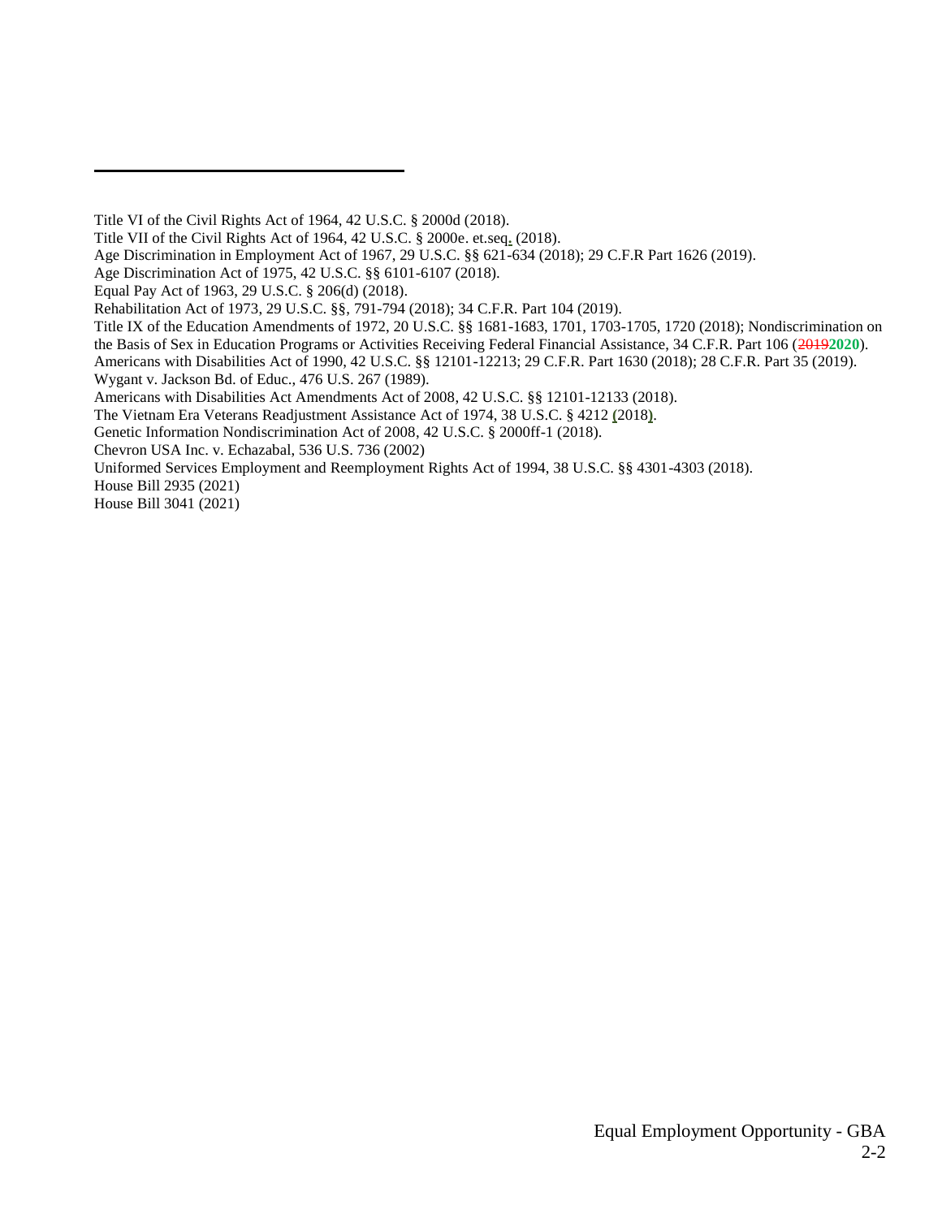Title VI of the Civil Rights Act of 1964, 42 U.S.C. § 2000d (2018).

Title VII of the Civil Rights Act of 1964, 42 U.S.C. § 2000e. et.seq. (2018).

Age Discrimination in Employment Act of 1967, 29 U.S.C. §§ 621-634 (2018); 29 C.F.R Part 1626 (2019).

Age Discrimination Act of 1975, 42 U.S.C. §§ 6101-6107 (2018).

Equal Pay Act of 1963, 29 U.S.C. § 206(d) (2018).

Rehabilitation Act of 1973, 29 U.S.C. §§, 791-794 (2018); 34 C.F.R. Part 104 (2019).

Title IX of the Education Amendments of 1972, 20 U.S.C. §§ 1681-1683, 1701, 1703-1705, 1720 (2018); Nondiscrimination on the Basis of Sex in Education Programs or Activities Receiving Federal Financial Assistance, 34 C.F.R. Part 106 (~~2019~~**2020**).

Americans with Disabilities Act of 1990, 42 U.S.C. §§ 12101-12213; 29 C.F.R. Part 1630 (2018); 28 C.F.R. Part 35 (2019).

Wygant v. Jackson Bd. of Educ., 476 U.S. 267 (1989).

Americans with Disabilities Act Amendments Act of 2008, 42 U.S.C. §§ 12101-12133 (2018).

The Vietnam Era Veterans Readjustment Assistance Act of 1974, 38 U.S.C. § 4212 (2018).

Genetic Information Nondiscrimination Act of 2008, 42 U.S.C. § 2000ff-1 (2018).

Chevron USA Inc. v. Echazabal, 536 U.S. 736 (2002)

Uniformed Services Employment and Reemployment Rights Act of 1994, 38 U.S.C. §§ 4301-4303 (2018).

House Bill 2935 (2021)

House Bill 3041 (2021)